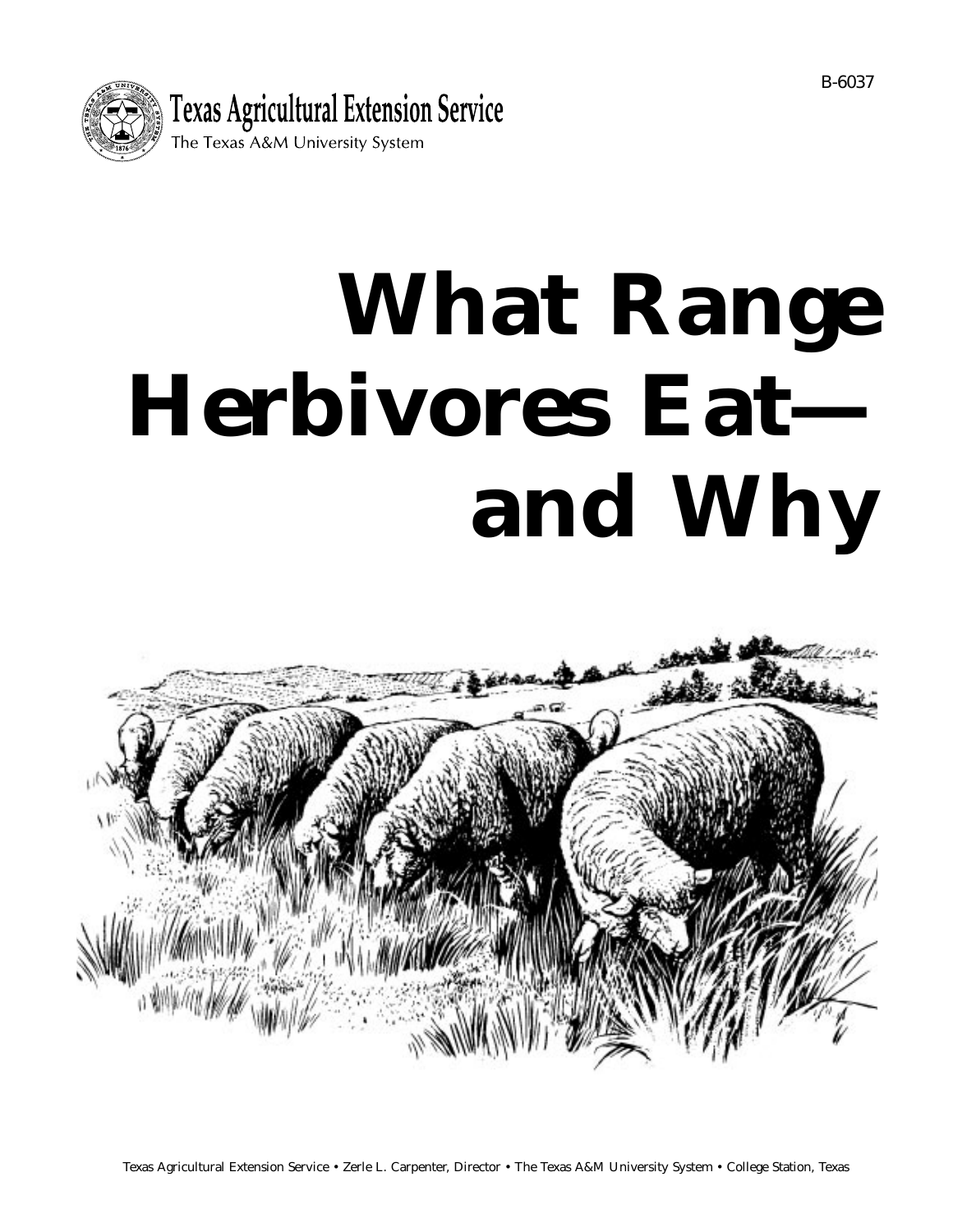B-6037

Texas Agricultural Extension Service

The Texas A&M University System

# What Range Herbivores Eat—and Why

Texas Agricultural Extension Service • Zerle L. Carpenter, Director • The Texas A&M University System • College Station, Texas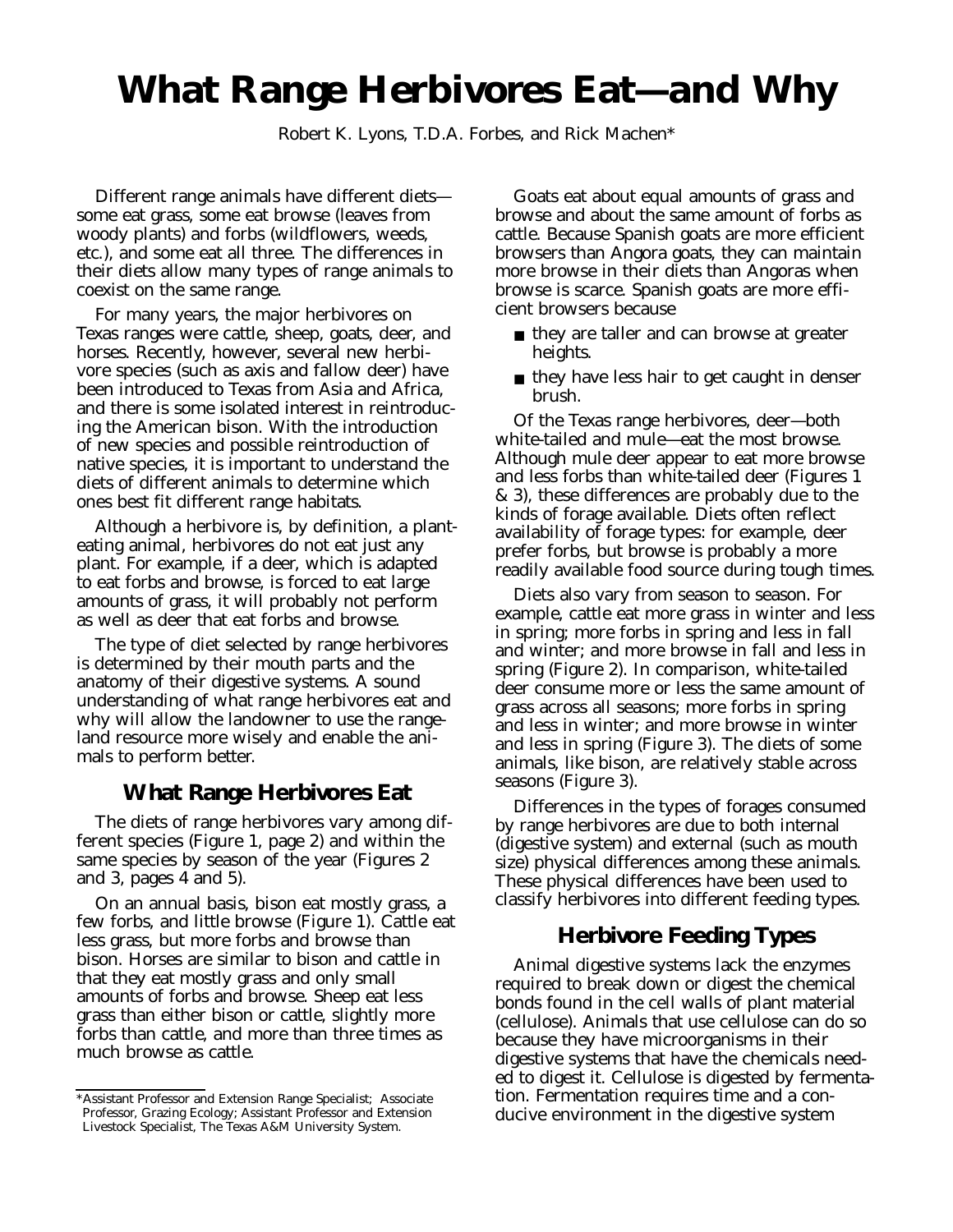# What Range Herbivores Eat—and Why

Robert K. Lyons, T.D.A. Forbes, and Rick Machen*

Different range animals have different diets—some eat grass, some eat browse (leaves from woody plants) and forbs (wildflowers, weeds, etc.), and some eat all three. The differences in their diets allow many types of range animals to coexist on the same range.

For many years, the major herbivores on Texas ranges were cattle, sheep, goats, deer, and horses. Recently, however, several new herbivore species (such as axis and fallow deer) have been introduced to Texas from Asia and Africa, and there is some isolated interest in reintroducing the American bison. With the introduction of new species and possible reintroduction of native species, it is important to understand the diets of different animals to determine which ones best fit different range habitats.

Although a herbivore is, by definition, a plant-eating animal, herbivores do not eat just any plant. For example, if a deer, which is adapted to eat forbs and browse, is forced to eat large amounts of grass, it will probably not perform as well as deer that eat forbs and browse.

The type of diet selected by range herbivores is determined by their mouth parts and the anatomy of their digestive systems. A sound understanding of what range herbivores eat and why will allow the landowner to use the rangeland resource more wisely and enable the animals to perform better.

## What Range Herbivores Eat

The diets of range herbivores vary among different species (Figure 1, page 2) and within the same species by season of the year (Figures 2 and 3, pages 4 and 5).

On an annual basis, bison eat mostly grass, a few forbs, and little browse (Figure 1). Cattle eat less grass, but more forbs and browse than bison. Horses are similar to bison and cattle in that they eat mostly grass and only small amounts of forbs and browse. Sheep eat less grass than either bison or cattle, slightly more forbs than cattle, and more than three times as much browse as cattle.

Goats eat about equal amounts of grass and browse and about the same amount of forbs as cattle. Because Spanish goats are more efficient browsers than Angora goats, they can maintain more browse in their diets than Angoras when browse is scarce. Spanish goats are more efficient browsers because

- they are taller and can browse at greater heights.
- they have less hair to get caught in denser brush.

Of the Texas range herbivores, deer—both white-tailed and mule—eat the most browse. Although mule deer appear to eat more browse and less forbs than white-tailed deer (Figures 1 & 3), these differences are probably due to the kinds of forage available. Diets often reflect availability of forage types: for example, deer prefer forbs, but browse is probably a more readily available food source during tough times.

Diets also vary from season to season. For example, cattle eat more grass in winter and less in spring; more forbs in spring and less in fall and winter; and more browse in fall and less in spring (Figure 2). In comparison, white-tailed deer consume more or less the same amount of grass across all seasons; more forbs in spring and less in winter; and more browse in winter and less in spring (Figure 3). The diets of some animals, like bison, are relatively stable across seasons (Figure 3).

Differences in the types of forages consumed by range herbivores are due to both internal (digestive system) and external (such as mouth size) physical differences among these animals. These physical differences have been used to classify herbivores into different feeding types.

## Herbivore Feeding Types

Animal digestive systems lack the enzymes required to break down or digest the chemical bonds found in the cell walls of plant material (cellulose). Animals that use cellulose can do so because they have microorganisms in their digestive systems that have the chemicals needed to digest it. Cellulose is digested by fermentation. Fermentation requires time and a conducive environment in the digestive system

*Assistant Professor and Extension Range Specialist; Associate Professor, Grazing Ecology; Assistant Professor and Extension Livestock Specialist, The Texas A&M University System.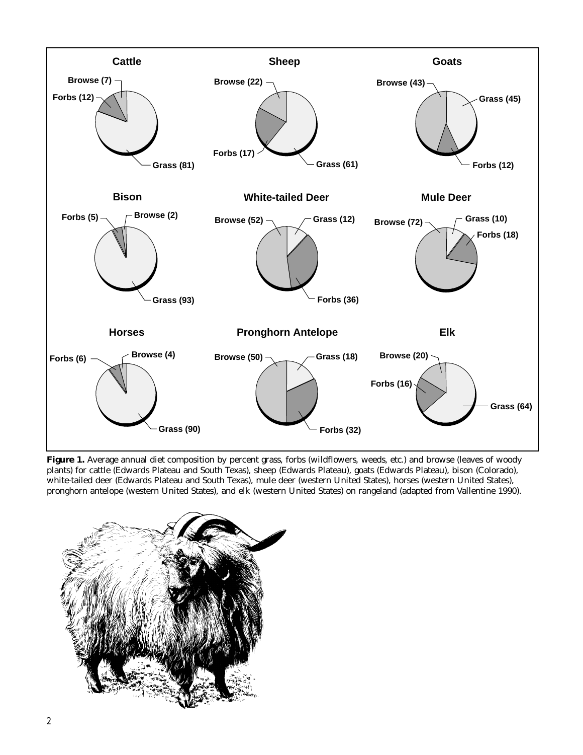| | Grass | Forbs | Browse |
|---|---|---|---|
| Cattle | 81 | 12 | 7 |
| Sheep | 61 | 17 | 22 |
| Goats | 45 | 12 | 43 |
| Bison | 93 | 5 | 2 |
| White-tailed Deer | 12 | 36 | 52 |
| Mule Deer | 10 | 18 | 72 |
| Horses | 90 | 6 | 4 |
| Pronghorn Antelope | 18 | 32 | 50 |
| Elk | 64 | 16 | 20 |

**Figure 1.** Average annual diet composition by percent grass, forbs (wildflowers, weeds, etc.) and browse (leaves of woody plants) for cattle (Edwards Plateau and South Texas), sheep (Edwards Plateau), goats (Edwards Plateau), bison (Colorado), white-tailed deer (Edwards Plateau and South Texas), mule deer (western United States), horses (western United States), pronghorn antelope (western United States), and elk (western United States) on rangeland (adapted from Vallentine 1990).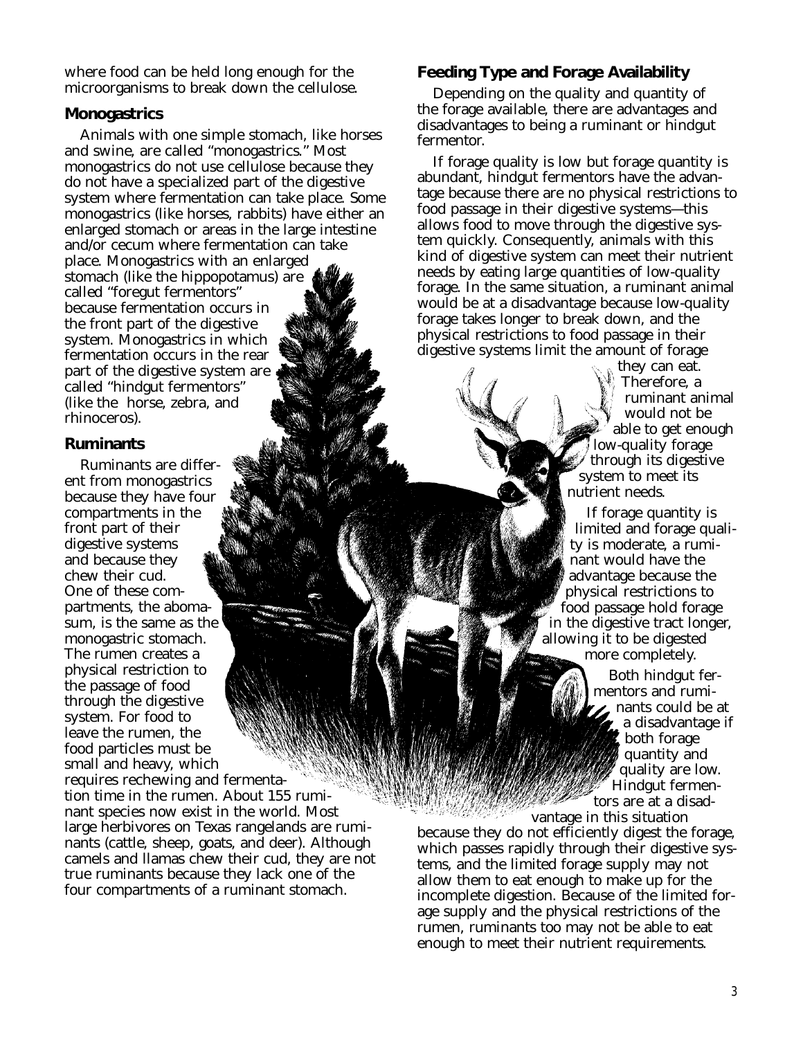where food can be held long enough for the microorganisms to break down the cellulose.

## Monogastrics

Animals with one simple stomach, like horses and swine, are called "monogastrics." Most monogastrics do not use cellulose because they do not have a specialized part of the digestive system where fermentation can take place. Some monogastrics (like horses, rabbits) have either an enlarged stomach or areas in the large intestine and/or cecum where fermentation can take place. Monogastrics with an enlarged stomach (like the hippopotamus) are called "foregut fermentors" because fermentation occurs in the front part of the digestive system. Monogastrics in which fermentation occurs in the rear part of the digestive system are called "hindgut fermentors" (like the horse, zebra, and rhinoceros).

## Ruminants

Ruminants are different from monogastrics because they have four compartments in the front part of their digestive systems and because they chew their cud. One of these compartments, the abomasum, is the same as the monogastric stomach. The rumen creates a physical restriction to the passage of food through the digestive system. For food to leave the rumen, the food particles must be small and heavy, which requires rechewing and fermentation time in the rumen. About 155 ruminant species now exist in the world. Most large herbivores on Texas rangelands are ruminants (cattle, sheep, goats, and deer). Although camels and llamas chew their cud, they are not true ruminants because they lack one of the four compartments of a ruminant stomach.

## Feeding Type and Forage Availability

Depending on the quality and quantity of the forage available, there are advantages and disadvantages to being a ruminant or hindgut fermentor.

If forage quality is low but forage quantity is abundant, hindgut fermentors have the advantage because there are no physical restrictions to food passage in their digestive systems—this allows food to move through the digestive system quickly. Consequently, animals with this kind of digestive system can meet their nutrient needs by eating large quantities of low-quality forage. In the same situation, a ruminant animal would be at a disadvantage because low-quality forage takes longer to break down, and the physical restrictions to food passage in their digestive systems limit the amount of forage they can eat. Therefore, a ruminant animal would not be able to get enough low-quality forage through its digestive system to meet its nutrient needs.

If forage quantity is limited and forage quality is moderate, a ruminant would have the advantage because the physical restrictions to food passage hold forage in the digestive tract longer, allowing it to be digested more completely.

Both hindgut fermentors and ruminants could be at a disadvantage if both forage quantity and quality are low. Hindgut fermentors are at a disadvantage in this situation because they do not efficiently digest the forage, which passes rapidly through their digestive systems, and the limited forage supply may not allow them to eat enough to make up for the incomplete digestion. Because of the limited forage supply and the physical restrictions of the rumen, ruminants too may not be able to eat enough to meet their nutrient requirements.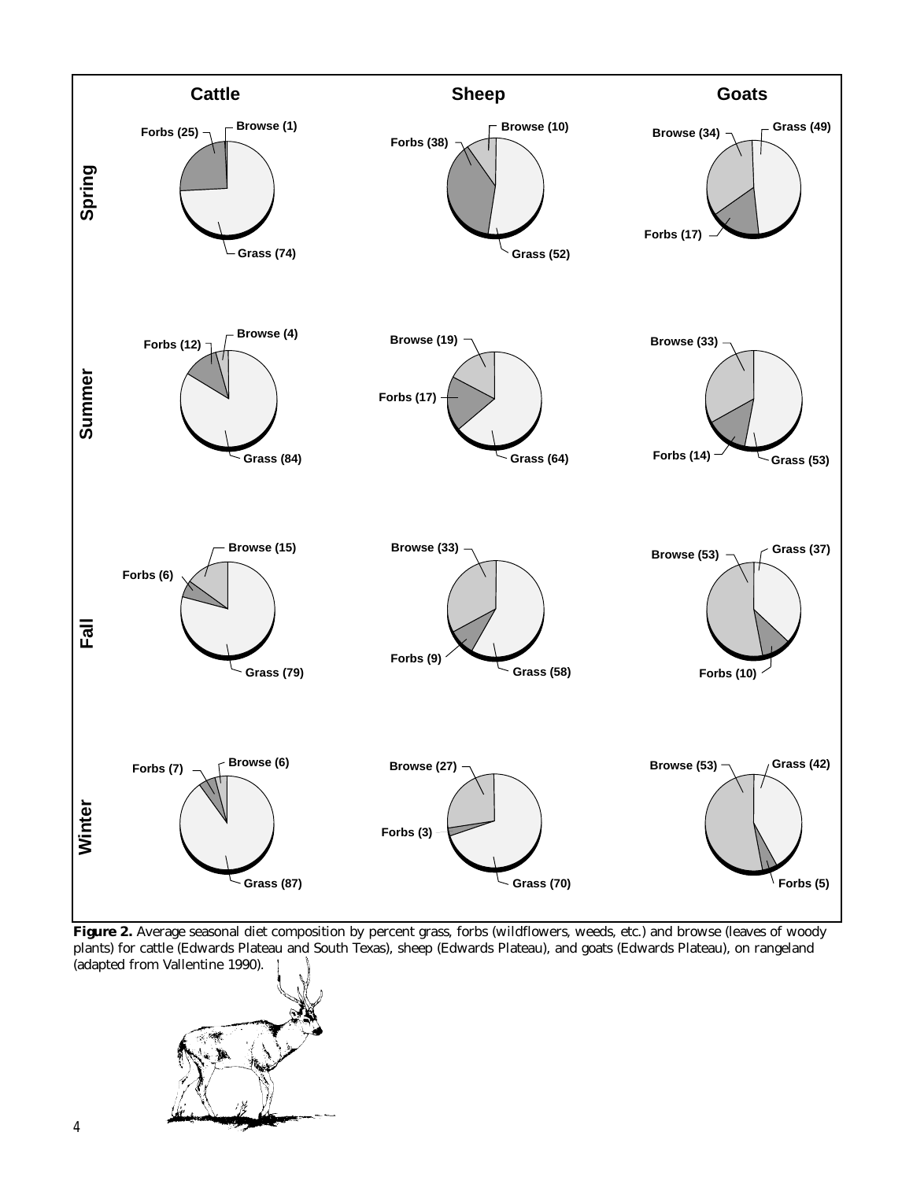| | Cattle | Sheep | Goats |
|---|---|---|---|
| **Spring** | Grass (74), Forbs (25), Browse (1) | Grass (52), Forbs (38), Browse (10) | Grass (49), Forbs (17), Browse (34) |
| **Summer** | Grass (84), Forbs (12), Browse (4) | Grass (64), Forbs (17), Browse (19) | Grass (53), Forbs (14), Browse (33) |
| **Fall** | Grass (79), Forbs (6), Browse (15) | Grass (58), Forbs (9), Browse (33) | Grass (37), Forbs (10), Browse (53) |
| **Winter** | Grass (87), Forbs (7), Browse (6) | Grass (70), Forbs (3), Browse (27) | Grass (42), Forbs (5), Browse (53) |

**Figure 2.** Average seasonal diet composition by percent grass, forbs (wildflowers, weeds, etc.) and browse (leaves of woody plants) for cattle (Edwards Plateau and South Texas), sheep (Edwards Plateau), and goats (Edwards Plateau), on rangeland (adapted from Vallentine 1990).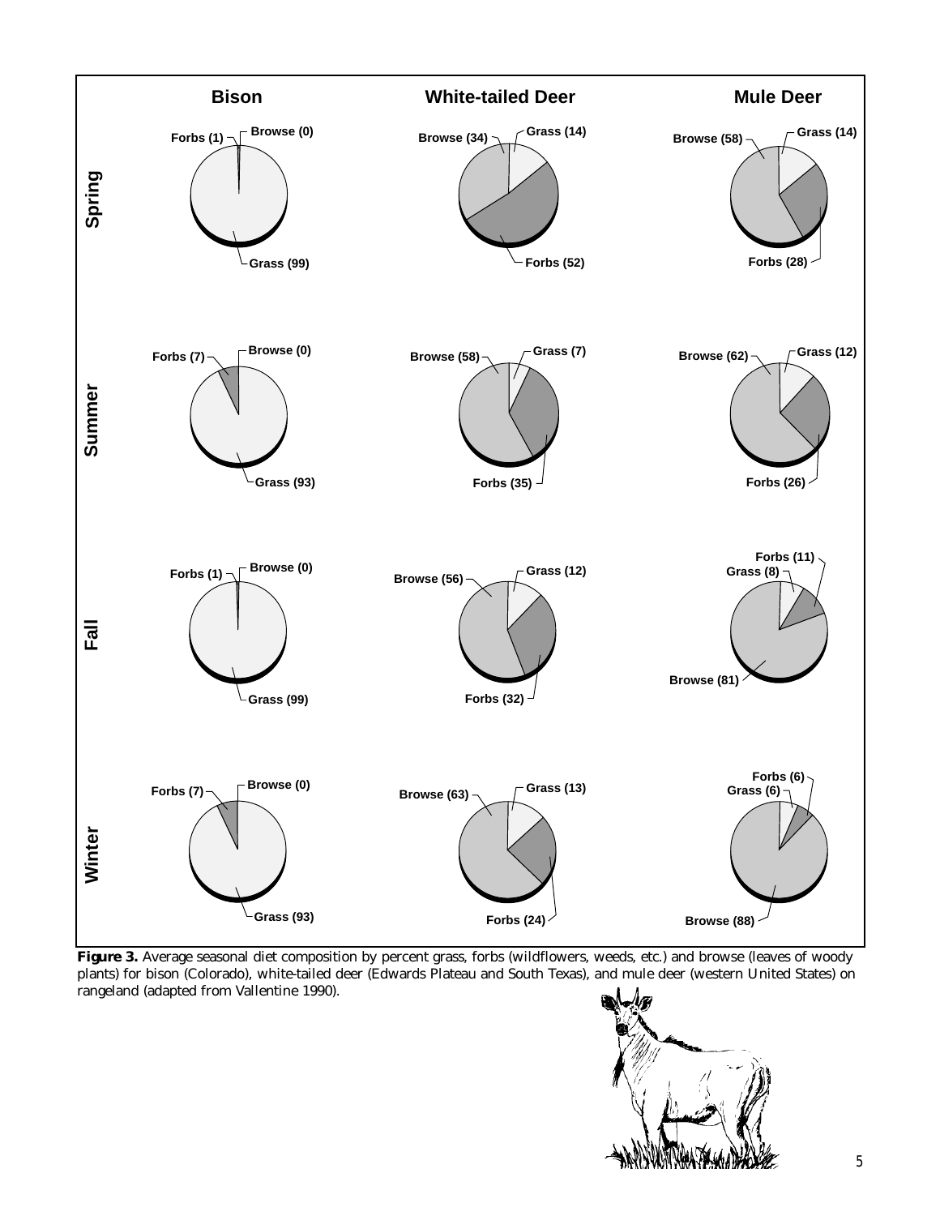| | Bison | White-tailed Deer | Mule Deer |
|---|---|---|---|
| **Spring** | Grass (99), Forbs (1), Browse (0) | Grass (14), Forbs (52), Browse (34) | Grass (14), Forbs (28), Browse (58) |
| **Summer** | Grass (93), Forbs (7), Browse (0) | Grass (7), Forbs (35), Browse (58) | Grass (12), Forbs (26), Browse (62) |
| **Fall** | Grass (99), Forbs (1), Browse (0) | Grass (12), Forbs (32), Browse (56) | Grass (8), Forbs (11), Browse (81) |
| **Winter** | Grass (93), Forbs (7), Browse (0) | Grass (13), Forbs (24), Browse (63) | Grass (6), Forbs (6), Browse (88) |

**Figure 3.** Average seasonal diet composition by percent grass, forbs (wildflowers, weeds, etc.) and browse (leaves of woody plants) for bison (Colorado), white-tailed deer (Edwards Plateau and South Texas), and mule deer (western United States) on rangeland (adapted from Vallentine 1990).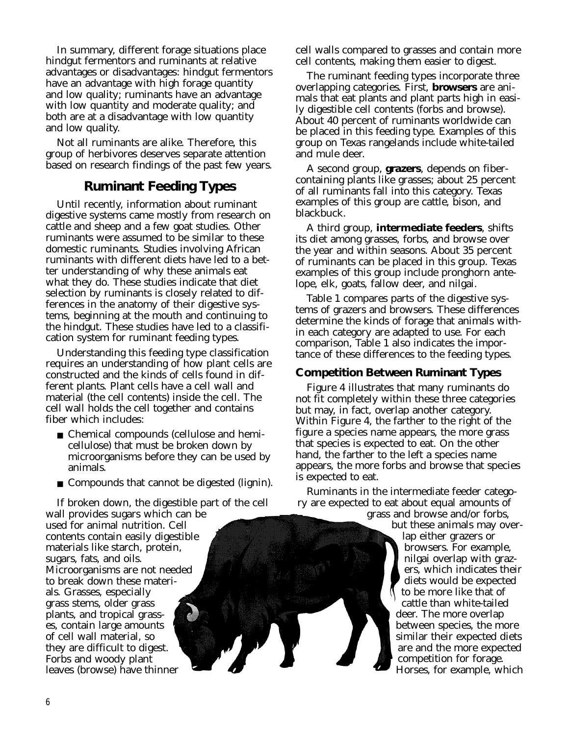In summary, different forage situations place hindgut fermentors and ruminants at relative advantages or disadvantages: hindgut fermentors have an advantage with high forage quantity and low quality; ruminants have an advantage with low quantity and moderate quality; and both are at a disadvantage with low quantity and low quality.

Not all ruminants are alike. Therefore, this group of herbivores deserves separate attention based on research findings of the past few years.

## Ruminant Feeding Types

Until recently, information about ruminant digestive systems came mostly from research on cattle and sheep and a few goat studies. Other ruminants were assumed to be similar to these domestic ruminants. Studies involving African ruminants with different diets have led to a better understanding of why these animals eat what they do. These studies indicate that diet selection by ruminants is closely related to differences in the anatomy of their digestive systems, beginning at the mouth and continuing to the hindgut. These studies have led to a classification system for ruminant feeding types.

Understanding this feeding type classification requires an understanding of how plant cells are constructed and the kinds of cells found in different plants. Plant cells have a cell wall and material (the cell contents) inside the cell. The cell wall holds the cell together and contains fiber which includes:

- Chemical compounds (cellulose and hemicellulose) that must be broken down by microorganisms before they can be used by animals.
- Compounds that cannot be digested (lignin).

If broken down, the digestible part of the cell wall provides sugars which can be used for animal nutrition. Cell contents contain easily digestible materials like starch, protein, sugars, fats, and oils. Microorganisms are not needed to break down these materials. Grasses, especially grass stems, older grass plants, and tropical grasses, contain large amounts of cell wall material, so they are difficult to digest. Forbs and woody plant leaves (browse) have thinner cell walls compared to grasses and contain more cell contents, making them easier to digest.

The ruminant feeding types incorporate three overlapping categories. First, **browsers** are animals that eat plants and plant parts high in easily digestible cell contents (forbs and browse). About 40 percent of ruminants worldwide can be placed in this feeding type. Examples of this group on Texas rangelands include white-tailed and mule deer.

A second group, **grazers**, depends on fiber-containing plants like grasses; about 25 percent of all ruminants fall into this category. Texas examples of this group are cattle, bison, and blackbuck.

A third group, **intermediate feeders**, shifts its diet among grasses, forbs, and browse over the year and within seasons. About 35 percent of ruminants can be placed in this group. Texas examples of this group include pronghorn antelope, elk, goats, fallow deer, and nilgai.

Table 1 compares parts of the digestive systems of grazers and browsers. These differences determine the kinds of forage that animals within each category are adapted to use. For each comparison, Table 1 also indicates the importance of these differences to the feeding types.

### Competition Between Ruminant Types

Figure 4 illustrates that many ruminants do not fit completely within these three categories but may, in fact, overlap another category. Within Figure 4, the farther to the right of the figure a species name appears, the more grass that species is expected to eat. On the other hand, the farther to the left a species name appears, the more forbs and browse that species is expected to eat.

Ruminants in the intermediate feeder category are expected to eat about equal amounts of grass and browse and/or forbs, but these animals may overlap either grazers or browsers. For example, nilgai overlap with grazers, which indicates their diets would be expected to be more like that of cattle than white-tailed deer. The more overlap between species, the more similar their expected diets are and the more expected competition for forage. Horses, for example, which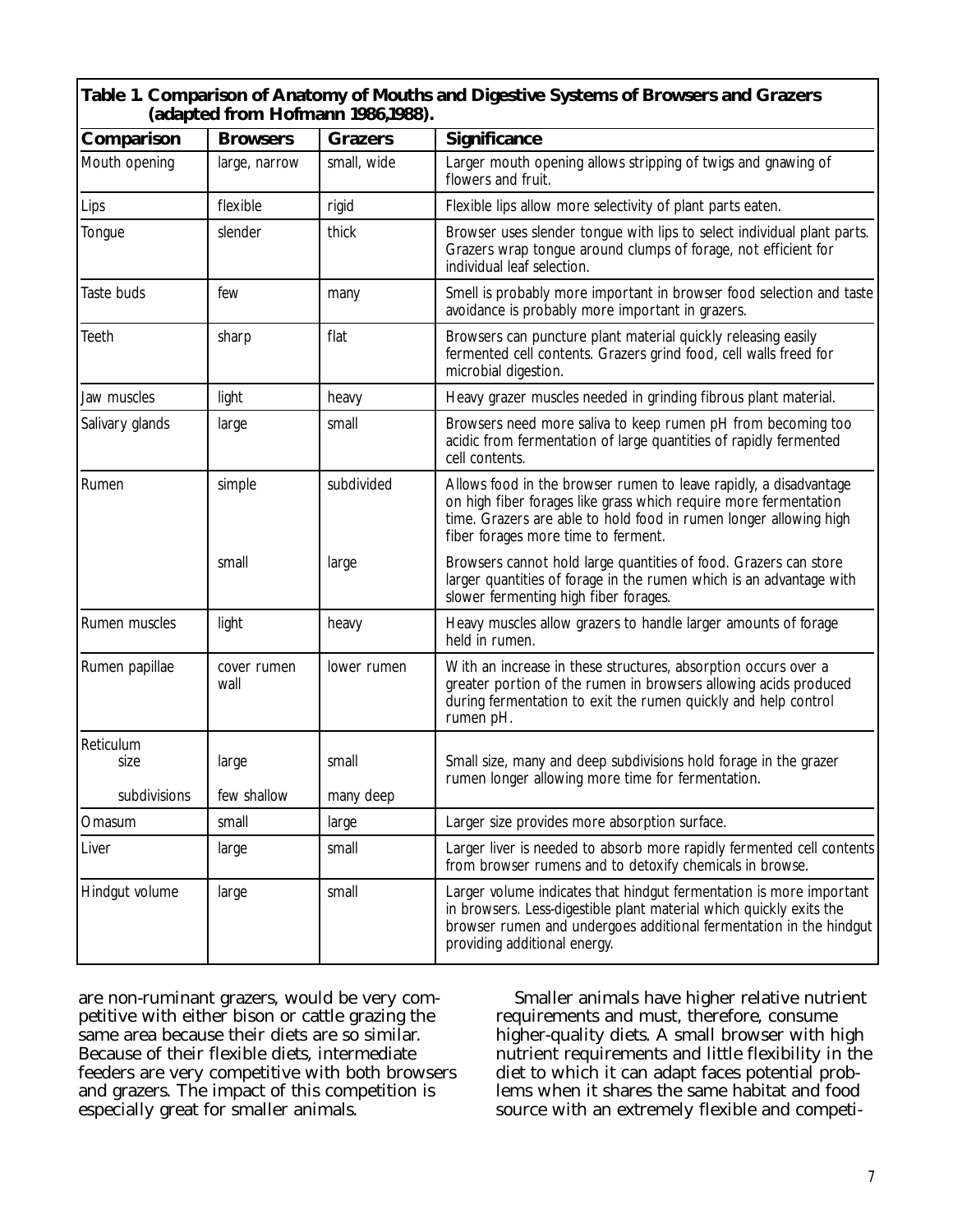**Table 1. Comparison of Anatomy of Mouths and Digestive Systems of Browsers and Grazers (adapted from Hofmann 1986,1988).**

| Comparison | Browsers | Grazers | Significance |
|---|---|---|---|
| Mouth opening | large, narrow | small, wide | Larger mouth opening allows stripping of twigs and gnawing of flowers and fruit. |
| Lips | flexible | rigid | Flexible lips allow more selectivity of plant parts eaten. |
| Tongue | slender | thick | Browser uses slender tongue with lips to select individual plant parts. Grazers wrap tongue around clumps of forage, not efficient for individual leaf selection. |
| Taste buds | few | many | Smell is probably more important in browser food selection and taste avoidance is probably more important in grazers. |
| Teeth | sharp | flat | Browsers can puncture plant material quickly releasing easily fermented cell contents. Grazers grind food, cell walls freed for microbial digestion. |
| Jaw muscles | light | heavy | Heavy grazer muscles needed in grinding fibrous plant material. |
| Salivary glands | large | small | Browsers need more saliva to keep rumen pH from becoming too acidic from fermentation of large quantities of rapidly fermented cell contents. |
| Rumen | simple | subdivided | Allows food in the browser rumen to leave rapidly, a disadvantage on high fiber forages like grass which require more fermentation time. Grazers are able to hold food in rumen longer allowing high fiber forages more time to ferment. |
| | small | large | Browsers cannot hold large quantities of food. Grazers can store larger quantities of forage in the rumen which is an advantage with slower fermenting high fiber forages. |
| Rumen muscles | light | heavy | Heavy muscles allow grazers to handle larger amounts of forage held in rumen. |
| Rumen papillae | cover rumen wall | lower rumen | With an increase in these structures, absorption occurs over a greater portion of the rumen in browsers allowing acids produced during fermentation to exit the rumen quickly and help control rumen pH. |
| Reticulum size | large | small | Small size, many and deep subdivisions hold forage in the grazer rumen longer allowing more time for fermentation. |
| subdivisions | few shallow | many deep | |
| Omasum | small | large | Larger size provides more absorption surface. |
| Liver | large | small | Larger liver is needed to absorb more rapidly fermented cell contents from browser rumens and to detoxify chemicals in browse. |
| Hindgut volume | large | small | Larger volume indicates that hindgut fermentation is more important in browsers. Less-digestible plant material which quickly exits the browser rumen and undergoes additional fermentation in the hindgut providing additional energy. |

are non-ruminant grazers, would be very competitive with either bison or cattle grazing the same area because their diets are so similar. Because of their flexible diets, intermediate feeders are very competitive with both browsers and grazers. The impact of this competition is especially great for smaller animals.

Smaller animals have higher relative nutrient requirements and must, therefore, consume higher-quality diets. A small browser with high nutrient requirements and little flexibility in the diet to which it can adapt faces potential problems when it shares the same habitat and food source with an extremely flexible and competi-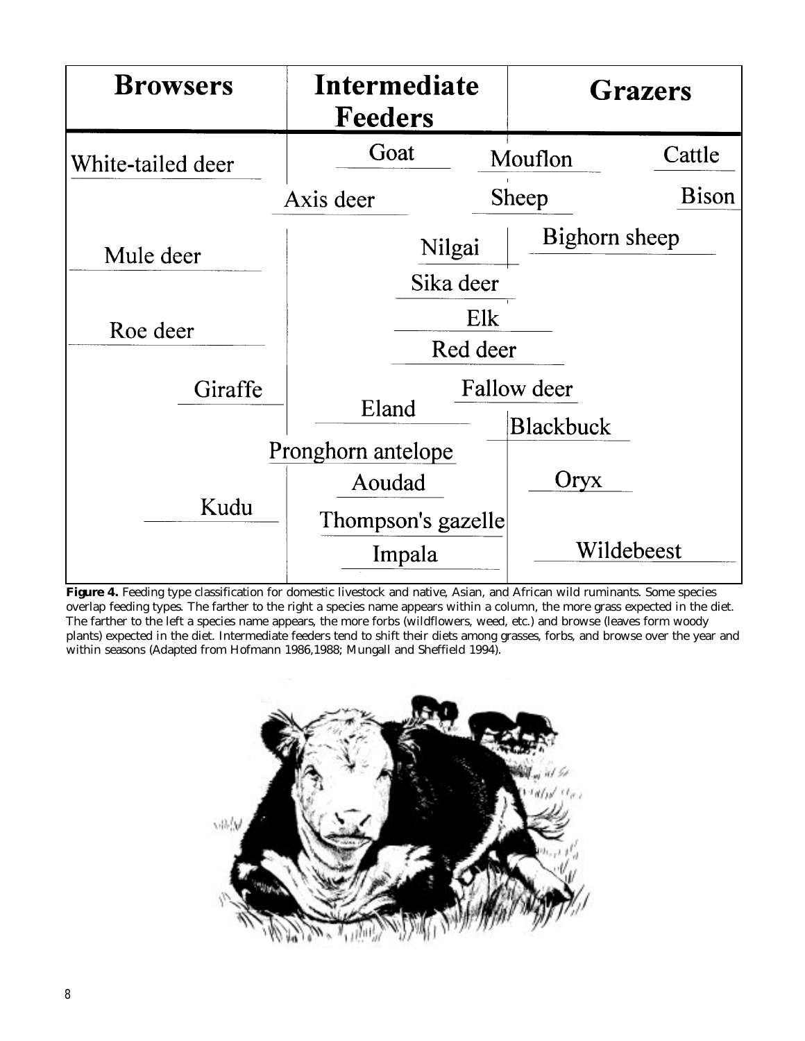| Browsers | Intermediate Feeders | Grazers |
| --- | --- | --- |
| White-tailed deer | Goat, Mouflon | Cattle |
| | Axis deer, Sheep | Bison |
| Mule deer | Nilgai | Bighorn sheep |
| | Sika deer | |
| Roe deer | Elk | |
| | Red deer | |
| Giraffe | Fallow deer | |
| | Eland | Blackbuck |
| | Pronghorn antelope | |
| | Aoudad | Oryx |
| Kudu | Thompson's gazelle | |
| | Impala | Wildebeest |

**Figure 4.** Feeding type classification for domestic livestock and native, Asian, and African wild ruminants. Some species overlap feeding types. The farther to the right a species name appears within a column, the more grass expected in the diet. The farther to the left a species name appears, the more forbs (wildflowers, weed, etc.) and browse (leaves form woody plants) expected in the diet. Intermediate feeders tend to shift their diets among grasses, forbs, and browse over the year and within seasons (Adapted from Hofmann 1986,1988; Mungall and Sheffield 1994).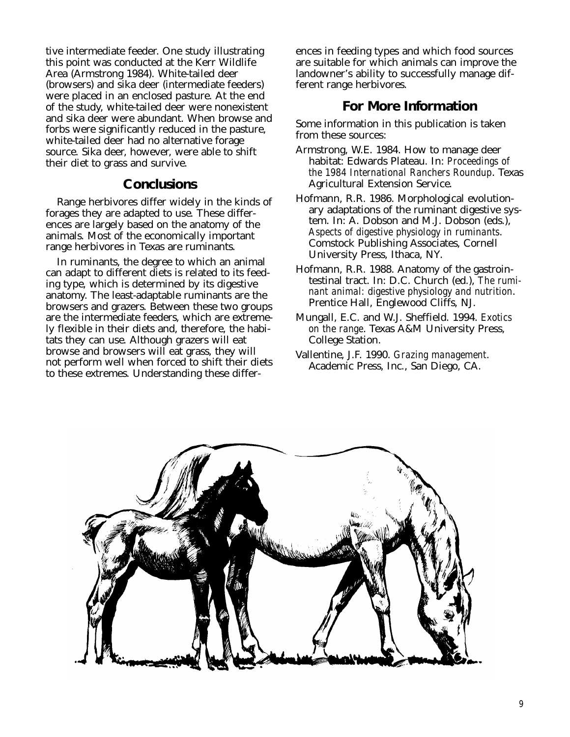tive intermediate feeder. One study illustrating this point was conducted at the Kerr Wildlife Area (Armstrong 1984). White-tailed deer (browsers) and sika deer (intermediate feeders) were placed in an enclosed pasture. At the end of the study, white-tailed deer were nonexistent and sika deer were abundant. When browse and forbs were significantly reduced in the pasture, white-tailed deer had no alternative forage source. Sika deer, however, were able to shift their diet to grass and survive.

## Conclusions

Range herbivores differ widely in the kinds of forages they are adapted to use. These differences are largely based on the anatomy of the animals. Most of the economically important range herbivores in Texas are ruminants.

In ruminants, the degree to which an animal can adapt to different diets is related to its feeding type, which is determined by its digestive anatomy. The least-adaptable ruminants are the browsers and grazers. Between these two groups are the intermediate feeders, which are extremely flexible in their diets and, therefore, the habitats they can use. Although grazers will eat browse and browsers will eat grass, they will not perform well when forced to shift their diets to these extremes. Understanding these differences in feeding types and which food sources are suitable for which animals can improve the landowner's ability to successfully manage different range herbivores.

## For More Information

Some information in this publication is taken from these sources:

Armstrong, W.E. 1984. How to manage deer habitat: Edwards Plateau. In: *Proceedings of the 1984 International Ranchers Roundup*. Texas Agricultural Extension Service.

Hofmann, R.R. 1986. Morphological evolutionary adaptations of the ruminant digestive system. In: A. Dobson and M.J. Dobson (eds.), *Aspects of digestive physiology in ruminants*. Comstock Publishing Associates, Cornell University Press, Ithaca, NY.

Hofmann, R.R. 1988. Anatomy of the gastrointestinal tract. In: D.C. Church (ed.), *The ruminant animal: digestive physiology and nutrition*. Prentice Hall, Englewood Cliffs, NJ.

Mungall, E.C. and W.J. Sheffield. 1994. *Exotics on the range*. Texas A&M University Press, College Station.

Vallentine, J.F. 1990. *Grazing management*. Academic Press, Inc., San Diego, CA.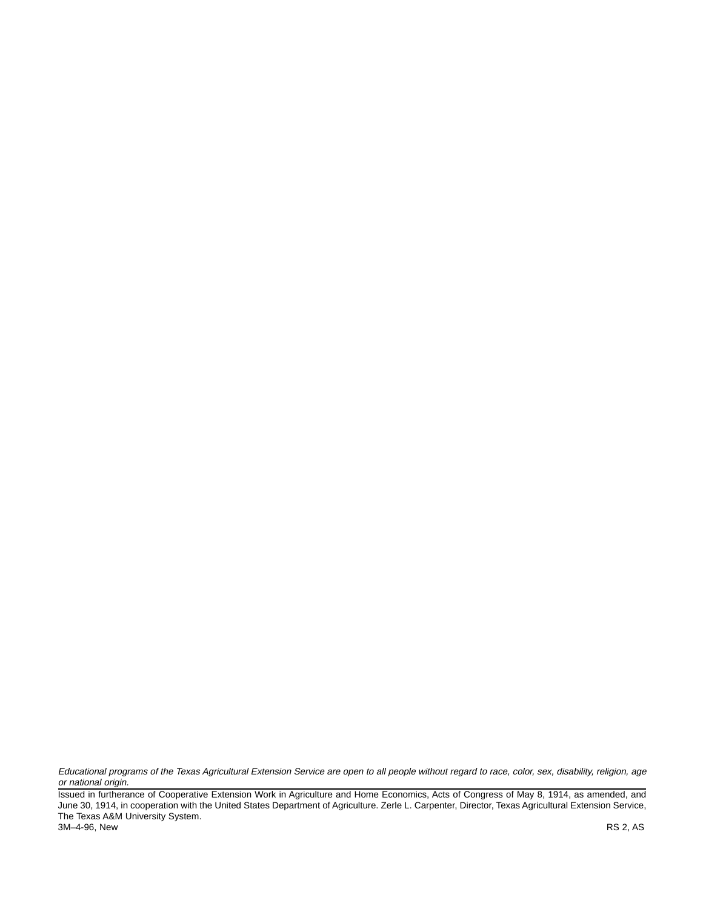*Educational programs of the Texas Agricultural Extension Service are open to all people without regard to race, color, sex, disability, religion, age or national origin.*

Issued in furtherance of Cooperative Extension Work in Agriculture and Home Economics, Acts of Congress of May 8, 1914, as amended, and June 30, 1914, in cooperation with the United States Department of Agriculture. Zerle L. Carpenter, Director, Texas Agricultural Extension Service, The Texas A&M University System.

3M–4-96, New RS 2, AS